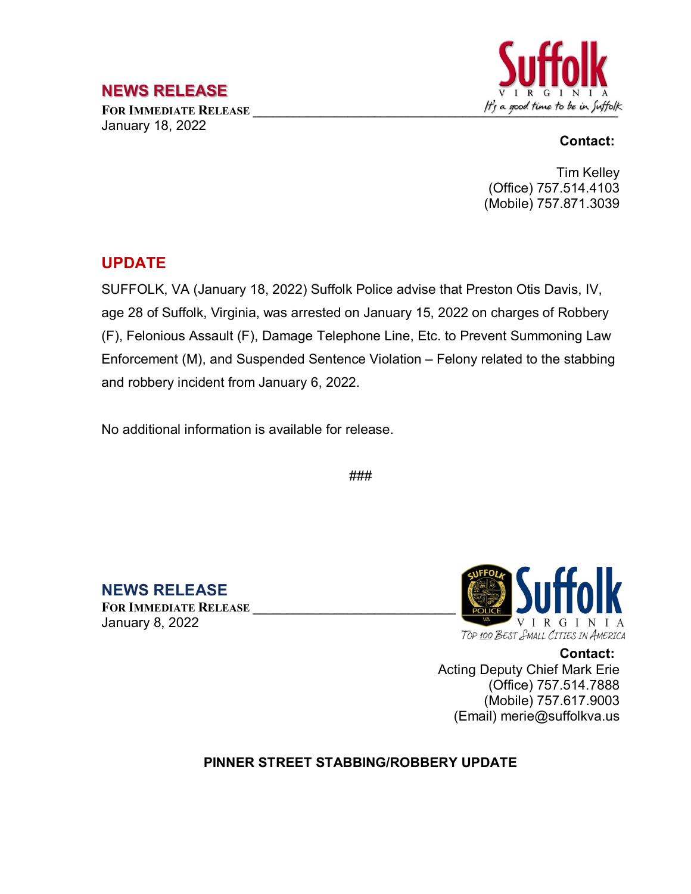## NEWS RELEASE

**For Immediate Release**
January 18, 2022

**Contact:**

Tim Kelley
(Office) 757.514.4103
(Mobile) 757.871.3039

## UPDATE

SUFFOLK, VA (January 18, 2022) Suffolk Police advise that Preston Otis Davis, IV, age 28 of Suffolk, Virginia, was arrested on January 15, 2022 on charges of Robbery (F), Felonious Assault (F), Damage Telephone Line, Etc. to Prevent Summoning Law Enforcement (M), and Suspended Sentence Violation – Felony related to the stabbing and robbery incident from January 6, 2022.

No additional information is available for release.

###

## NEWS RELEASE

**For Immediate Release**
January 8, 2022

**Contact:**
Acting Deputy Chief Mark Erie
(Office) 757.514.7888
(Mobile) 757.617.9003
(Email) merie@suffolkva.us

**PINNER STREET STABBING/ROBBERY UPDATE**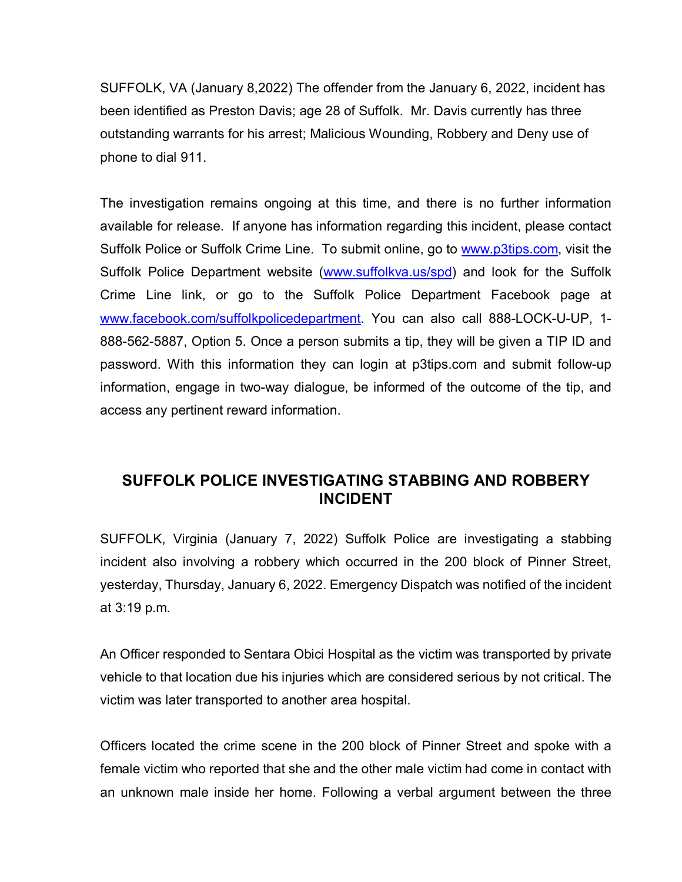SUFFOLK, VA (January 8,2022) The offender from the January 6, 2022, incident has been identified as Preston Davis; age 28 of Suffolk. Mr. Davis currently has three outstanding warrants for his arrest; Malicious Wounding, Robbery and Deny use of phone to dial 911.

The investigation remains ongoing at this time, and there is no further information available for release. If anyone has information regarding this incident, please contact Suffolk Police or Suffolk Crime Line. To submit online, go to [www.p3tips.com](http://www.p3tips.com), visit the Suffolk Police Department website ([www.suffolkva.us/spd](http://www.suffolkva.us/spd)) and look for the Suffolk Crime Line link, or go to the Suffolk Police Department Facebook page at [www.facebook.com/suffolkpolicedepartment](http://www.facebook.com/suffolkpolicedepartment). You can also call 888-LOCK-U-UP, 1-888-562-5887, Option 5. Once a person submits a tip, they will be given a TIP ID and password. With this information they can login at p3tips.com and submit follow-up information, engage in two-way dialogue, be informed of the outcome of the tip, and access any pertinent reward information.

## SUFFOLK POLICE INVESTIGATING STABBING AND ROBBERY INCIDENT

SUFFOLK, Virginia (January 7, 2022) Suffolk Police are investigating a stabbing incident also involving a robbery which occurred in the 200 block of Pinner Street, yesterday, Thursday, January 6, 2022. Emergency Dispatch was notified of the incident at 3:19 p.m.

An Officer responded to Sentara Obici Hospital as the victim was transported by private vehicle to that location due his injuries which are considered serious by not critical. The victim was later transported to another area hospital.

Officers located the crime scene in the 200 block of Pinner Street and spoke with a female victim who reported that she and the other male victim had come in contact with an unknown male inside her home. Following a verbal argument between the three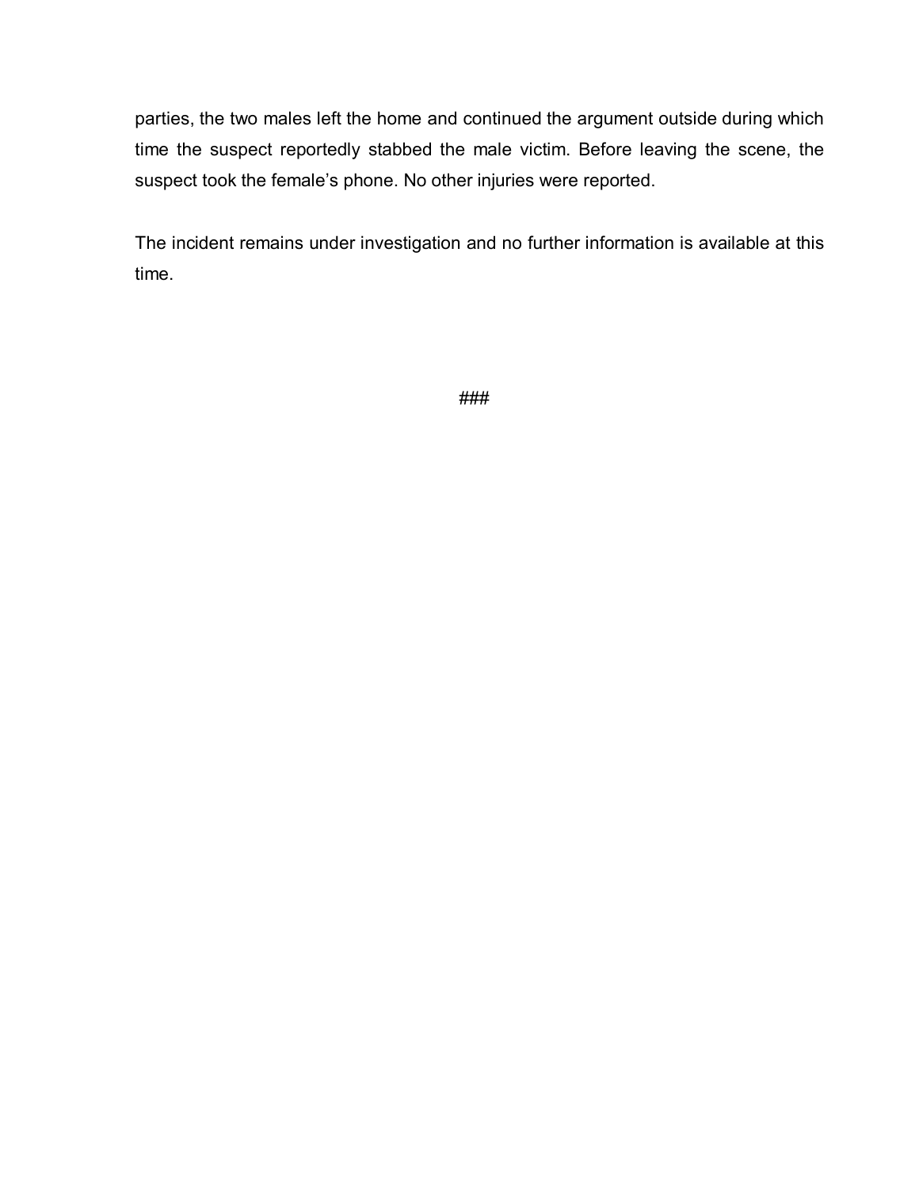parties, the two males left the home and continued the argument outside during which time the suspect reportedly stabbed the male victim. Before leaving the scene, the suspect took the female’s phone. No other injuries were reported.

The incident remains under investigation and no further information is available at this time.

###